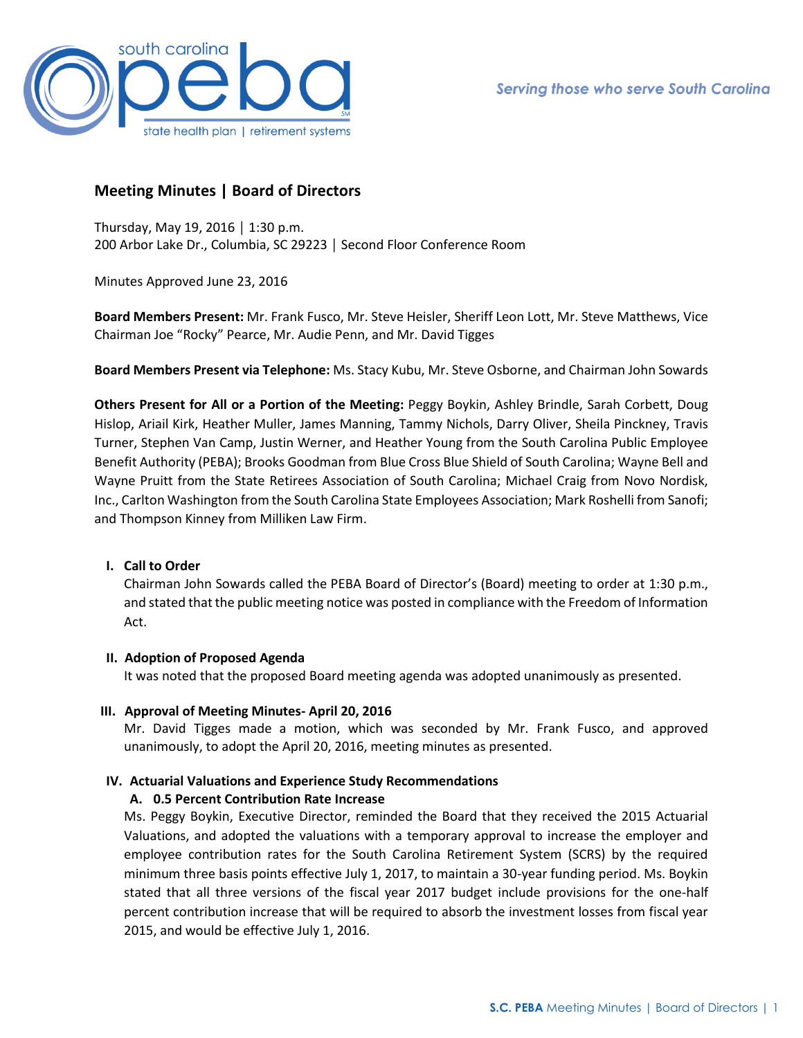## Meeting Minutes | Board of Directors

Thursday, May 19, 2016 │ 1:30 p.m.
200 Arbor Lake Dr., Columbia, SC 29223 │ Second Floor Conference Room

Minutes Approved June 23, 2016

**Board Members Present:** Mr. Frank Fusco, Mr. Steve Heisler, Sheriff Leon Lott, Mr. Steve Matthews, Vice Chairman Joe "Rocky" Pearce, Mr. Audie Penn, and Mr. David Tigges

**Board Members Present via Telephone:** Ms. Stacy Kubu, Mr. Steve Osborne, and Chairman John Sowards

**Others Present for All or a Portion of the Meeting:** Peggy Boykin, Ashley Brindle, Sarah Corbett, Doug Hislop, Ariail Kirk, Heather Muller, James Manning, Tammy Nichols, Darry Oliver, Sheila Pinckney, Travis Turner, Stephen Van Camp, Justin Werner, and Heather Young from the South Carolina Public Employee Benefit Authority (PEBA); Brooks Goodman from Blue Cross Blue Shield of South Carolina; Wayne Bell and Wayne Pruitt from the State Retirees Association of South Carolina; Michael Craig from Novo Nordisk, Inc., Carlton Washington from the South Carolina State Employees Association; Mark Roshelli from Sanofi; and Thompson Kinney from Milliken Law Firm.

### I. Call to Order

Chairman John Sowards called the PEBA Board of Director's (Board) meeting to order at 1:30 p.m., and stated that the public meeting notice was posted in compliance with the Freedom of Information Act.

### II. Adoption of Proposed Agenda

It was noted that the proposed Board meeting agenda was adopted unanimously as presented.

### III. Approval of Meeting Minutes- April 20, 2016

Mr. David Tigges made a motion, which was seconded by Mr. Frank Fusco, and approved unanimously, to adopt the April 20, 2016, meeting minutes as presented.

### IV. Actuarial Valuations and Experience Study Recommendations

#### A. 0.5 Percent Contribution Rate Increase

Ms. Peggy Boykin, Executive Director, reminded the Board that they received the 2015 Actuarial Valuations, and adopted the valuations with a temporary approval to increase the employer and employee contribution rates for the South Carolina Retirement System (SCRS) by the required minimum three basis points effective July 1, 2017, to maintain a 30-year funding period. Ms. Boykin stated that all three versions of the fiscal year 2017 budget include provisions for the one-half percent contribution increase that will be required to absorb the investment losses from fiscal year 2015, and would be effective July 1, 2016.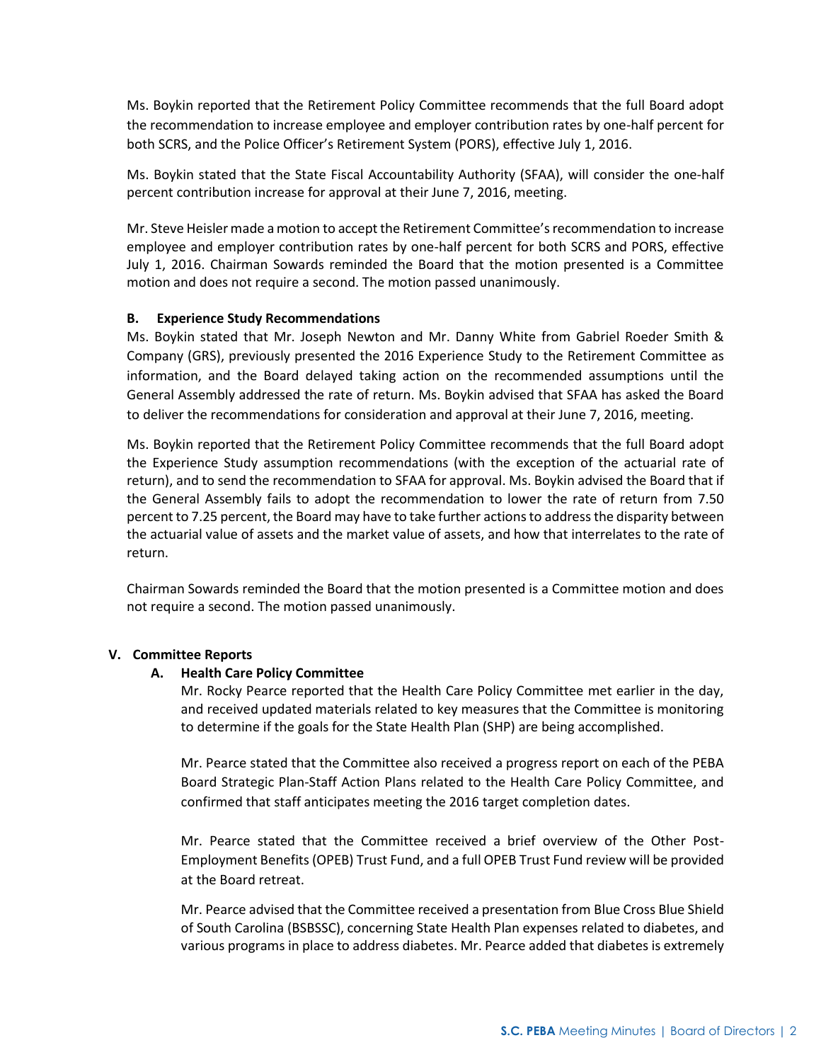Ms. Boykin reported that the Retirement Policy Committee recommends that the full Board adopt the recommendation to increase employee and employer contribution rates by one-half percent for both SCRS, and the Police Officer's Retirement System (PORS), effective July 1, 2016.

Ms. Boykin stated that the State Fiscal Accountability Authority (SFAA), will consider the one-half percent contribution increase for approval at their June 7, 2016, meeting.

Mr. Steve Heisler made a motion to accept the Retirement Committee's recommendation to increase employee and employer contribution rates by one-half percent for both SCRS and PORS, effective July 1, 2016. Chairman Sowards reminded the Board that the motion presented is a Committee motion and does not require a second. The motion passed unanimously.

**B. Experience Study Recommendations**

Ms. Boykin stated that Mr. Joseph Newton and Mr. Danny White from Gabriel Roeder Smith & Company (GRS), previously presented the 2016 Experience Study to the Retirement Committee as information, and the Board delayed taking action on the recommended assumptions until the General Assembly addressed the rate of return. Ms. Boykin advised that SFAA has asked the Board to deliver the recommendations for consideration and approval at their June 7, 2016, meeting.

Ms. Boykin reported that the Retirement Policy Committee recommends that the full Board adopt the Experience Study assumption recommendations (with the exception of the actuarial rate of return), and to send the recommendation to SFAA for approval. Ms. Boykin advised the Board that if the General Assembly fails to adopt the recommendation to lower the rate of return from 7.50 percent to 7.25 percent, the Board may have to take further actions to address the disparity between the actuarial value of assets and the market value of assets, and how that interrelates to the rate of return.

Chairman Sowards reminded the Board that the motion presented is a Committee motion and does not require a second. The motion passed unanimously.

## V. Committee Reports

### A. Health Care Policy Committee

Mr. Rocky Pearce reported that the Health Care Policy Committee met earlier in the day, and received updated materials related to key measures that the Committee is monitoring to determine if the goals for the State Health Plan (SHP) are being accomplished.

Mr. Pearce stated that the Committee also received a progress report on each of the PEBA Board Strategic Plan-Staff Action Plans related to the Health Care Policy Committee, and confirmed that staff anticipates meeting the 2016 target completion dates.

Mr. Pearce stated that the Committee received a brief overview of the Other Post-Employment Benefits (OPEB) Trust Fund, and a full OPEB Trust Fund review will be provided at the Board retreat.

Mr. Pearce advised that the Committee received a presentation from Blue Cross Blue Shield of South Carolina (BSBSSC), concerning State Health Plan expenses related to diabetes, and various programs in place to address diabetes. Mr. Pearce added that diabetes is extremely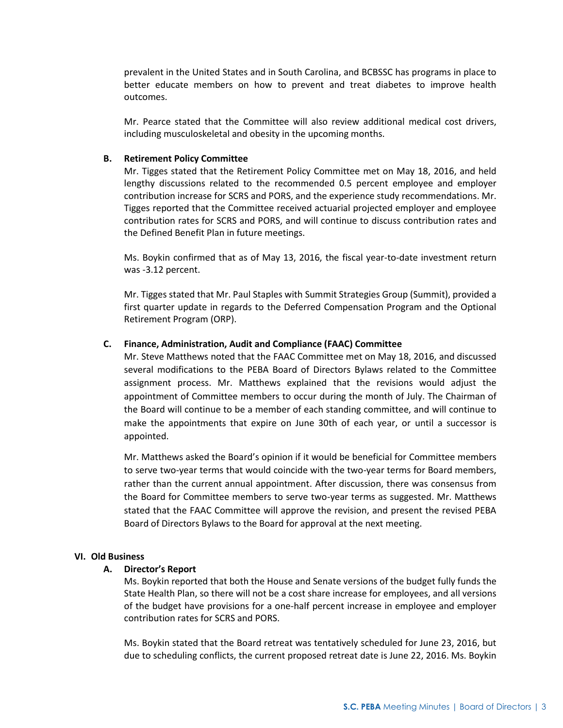prevalent in the United States and in South Carolina, and BCBSSC has programs in place to better educate members on how to prevent and treat diabetes to improve health outcomes.

Mr. Pearce stated that the Committee will also review additional medical cost drivers, including musculoskeletal and obesity in the upcoming months.

**B. Retirement Policy Committee**

Mr. Tigges stated that the Retirement Policy Committee met on May 18, 2016, and held lengthy discussions related to the recommended 0.5 percent employee and employer contribution increase for SCRS and PORS, and the experience study recommendations. Mr. Tigges reported that the Committee received actuarial projected employer and employee contribution rates for SCRS and PORS, and will continue to discuss contribution rates and the Defined Benefit Plan in future meetings.

Ms. Boykin confirmed that as of May 13, 2016, the fiscal year-to-date investment return was -3.12 percent.

Mr. Tigges stated that Mr. Paul Staples with Summit Strategies Group (Summit), provided a first quarter update in regards to the Deferred Compensation Program and the Optional Retirement Program (ORP).

**C. Finance, Administration, Audit and Compliance (FAAC) Committee**

Mr. Steve Matthews noted that the FAAC Committee met on May 18, 2016, and discussed several modifications to the PEBA Board of Directors Bylaws related to the Committee assignment process. Mr. Matthews explained that the revisions would adjust the appointment of Committee members to occur during the month of July. The Chairman of the Board will continue to be a member of each standing committee, and will continue to make the appointments that expire on June 30th of each year, or until a successor is appointed.

Mr. Matthews asked the Board's opinion if it would be beneficial for Committee members to serve two-year terms that would coincide with the two-year terms for Board members, rather than the current annual appointment. After discussion, there was consensus from the Board for Committee members to serve two-year terms as suggested. Mr. Matthews stated that the FAAC Committee will approve the revision, and present the revised PEBA Board of Directors Bylaws to the Board for approval at the next meeting.

**VI. Old Business**

**A. Director's Report**

Ms. Boykin reported that both the House and Senate versions of the budget fully funds the State Health Plan, so there will not be a cost share increase for employees, and all versions of the budget have provisions for a one-half percent increase in employee and employer contribution rates for SCRS and PORS.

Ms. Boykin stated that the Board retreat was tentatively scheduled for June 23, 2016, but due to scheduling conflicts, the current proposed retreat date is June 22, 2016. Ms. Boykin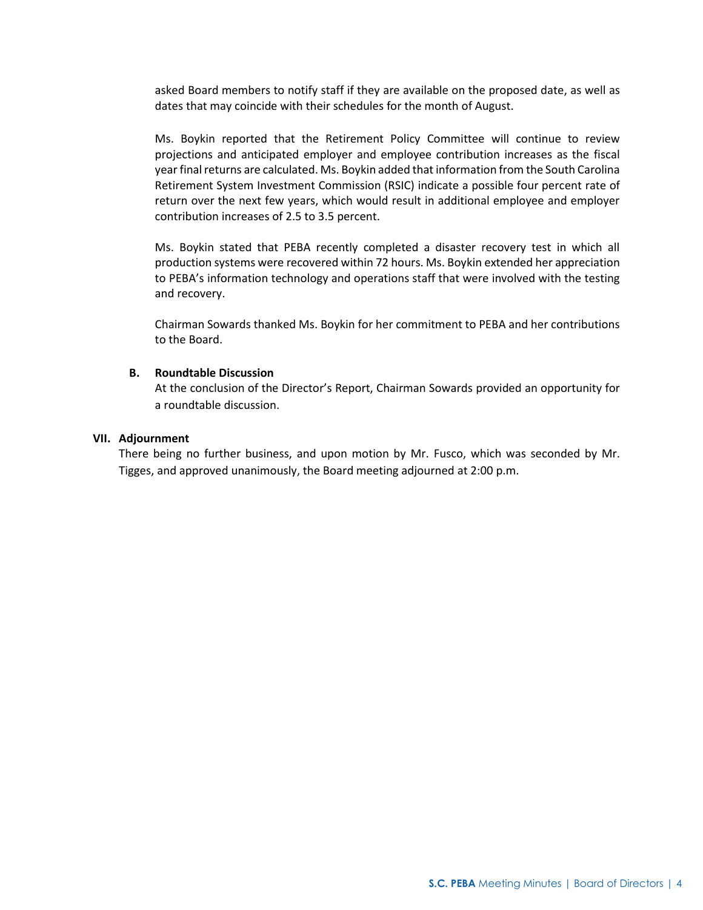asked Board members to notify staff if they are available on the proposed date, as well as dates that may coincide with their schedules for the month of August.

Ms. Boykin reported that the Retirement Policy Committee will continue to review projections and anticipated employer and employee contribution increases as the fiscal year final returns are calculated. Ms. Boykin added that information from the South Carolina Retirement System Investment Commission (RSIC) indicate a possible four percent rate of return over the next few years, which would result in additional employee and employer contribution increases of 2.5 to 3.5 percent.

Ms. Boykin stated that PEBA recently completed a disaster recovery test in which all production systems were recovered within 72 hours. Ms. Boykin extended her appreciation to PEBA's information technology and operations staff that were involved with the testing and recovery.

Chairman Sowards thanked Ms. Boykin for her commitment to PEBA and her contributions to the Board.

### B. Roundtable Discussion

At the conclusion of the Director's Report, Chairman Sowards provided an opportunity for a roundtable discussion.

## VII. Adjournment

There being no further business, and upon motion by Mr. Fusco, which was seconded by Mr. Tigges, and approved unanimously, the Board meeting adjourned at 2:00 p.m.